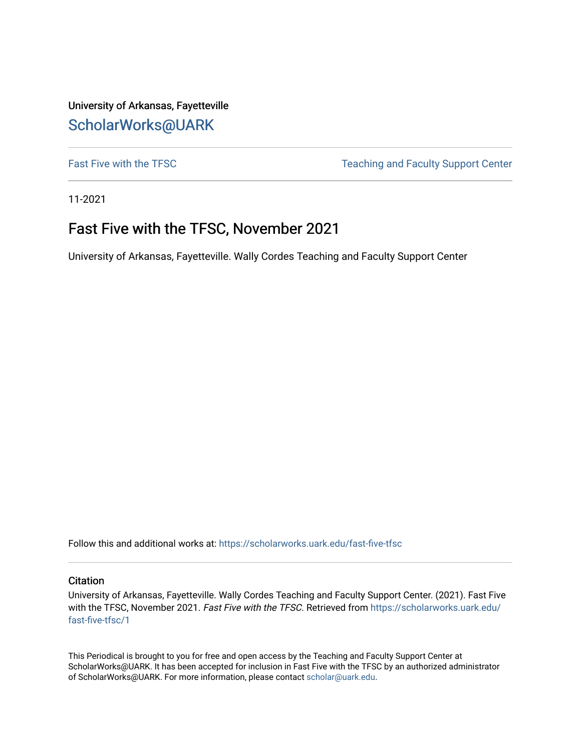University of Arkansas, Fayetteville

ScholarWorks@UARK

Fast Five with the TFSC | Teaching and Faculty Support Center

11-2021

# Fast Five with the TFSC, November 2021

University of Arkansas, Fayetteville. Wally Cordes Teaching and Faculty Support Center

Follow this and additional works at: https://scholarworks.uark.edu/fast-five-tfsc

## Citation

University of Arkansas, Fayetteville. Wally Cordes Teaching and Faculty Support Center. (2021). Fast Five with the TFSC, November 2021. *Fast Five with the TFSC.* Retrieved from https://scholarworks.uark.edu/fast-five-tfsc/1

This Periodical is brought to you for free and open access by the Teaching and Faculty Support Center at ScholarWorks@UARK. It has been accepted for inclusion in Fast Five with the TFSC by an authorized administrator of ScholarWorks@UARK. For more information, please contact scholar@uark.edu.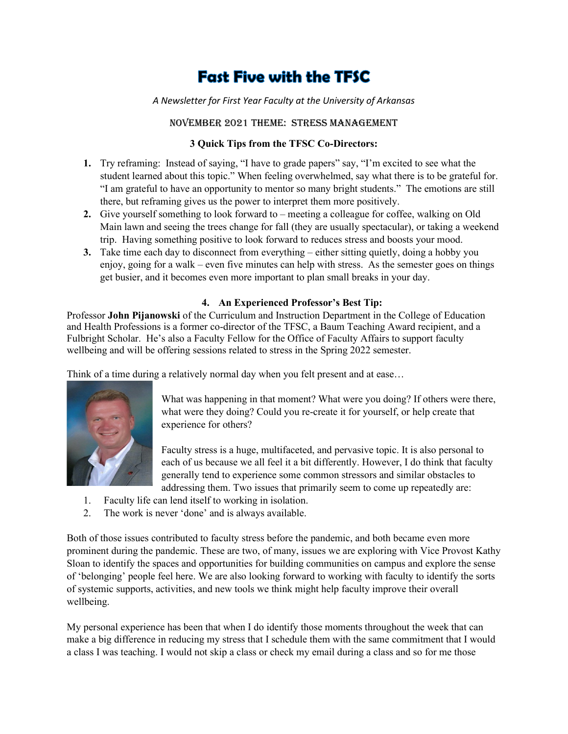# Fast Five with the TFSC

*A Newsletter for First Year Faculty at the University of Arkansas*

## November 2021 Theme: Stress Management

### 3 Quick Tips from the TFSC Co-Directors:

1. Try reframing: Instead of saying, "I have to grade papers" say, "I'm excited to see what the student learned about this topic." When feeling overwhelmed, say what there is to be grateful for. "I am grateful to have an opportunity to mentor so many bright students." The emotions are still there, but reframing gives us the power to interpret them more positively.
2. Give yourself something to look forward to – meeting a colleague for coffee, walking on Old Main lawn and seeing the trees change for fall (they are usually spectacular), or taking a weekend trip. Having something positive to look forward to reduces stress and boosts your mood.
3. Take time each day to disconnect from everything – either sitting quietly, doing a hobby you enjoy, going for a walk – even five minutes can help with stress. As the semester goes on things get busier, and it becomes even more important to plan small breaks in your day.

### 4. An Experienced Professor's Best Tip:

Professor **John Pijanowski** of the Curriculum and Instruction Department in the College of Education and Health Professions is a former co-director of the TFSC, a Baum Teaching Award recipient, and a Fulbright Scholar. He's also a Faculty Fellow for the Office of Faculty Affairs to support faculty wellbeing and will be offering sessions related to stress in the Spring 2022 semester.

Think of a time during a relatively normal day when you felt present and at ease…

What was happening in that moment? What were you doing? If others were there, what were they doing? Could you re-create it for yourself, or help create that experience for others?

Faculty stress is a huge, multifaceted, and pervasive topic. It is also personal to each of us because we all feel it a bit differently. However, I do think that faculty generally tend to experience some common stressors and similar obstacles to addressing them. Two issues that primarily seem to come up repeatedly are:

1. Faculty life can lend itself to working in isolation.
2. The work is never 'done' and is always available.

Both of those issues contributed to faculty stress before the pandemic, and both became even more prominent during the pandemic. These are two, of many, issues we are exploring with Vice Provost Kathy Sloan to identify the spaces and opportunities for building communities on campus and explore the sense of 'belonging' people feel here. We are also looking forward to working with faculty to identify the sorts of systemic supports, activities, and new tools we think might help faculty improve their overall wellbeing.

My personal experience has been that when I do identify those moments throughout the week that can make a big difference in reducing my stress that I schedule them with the same commitment that I would a class I was teaching. I would not skip a class or check my email during a class and so for me those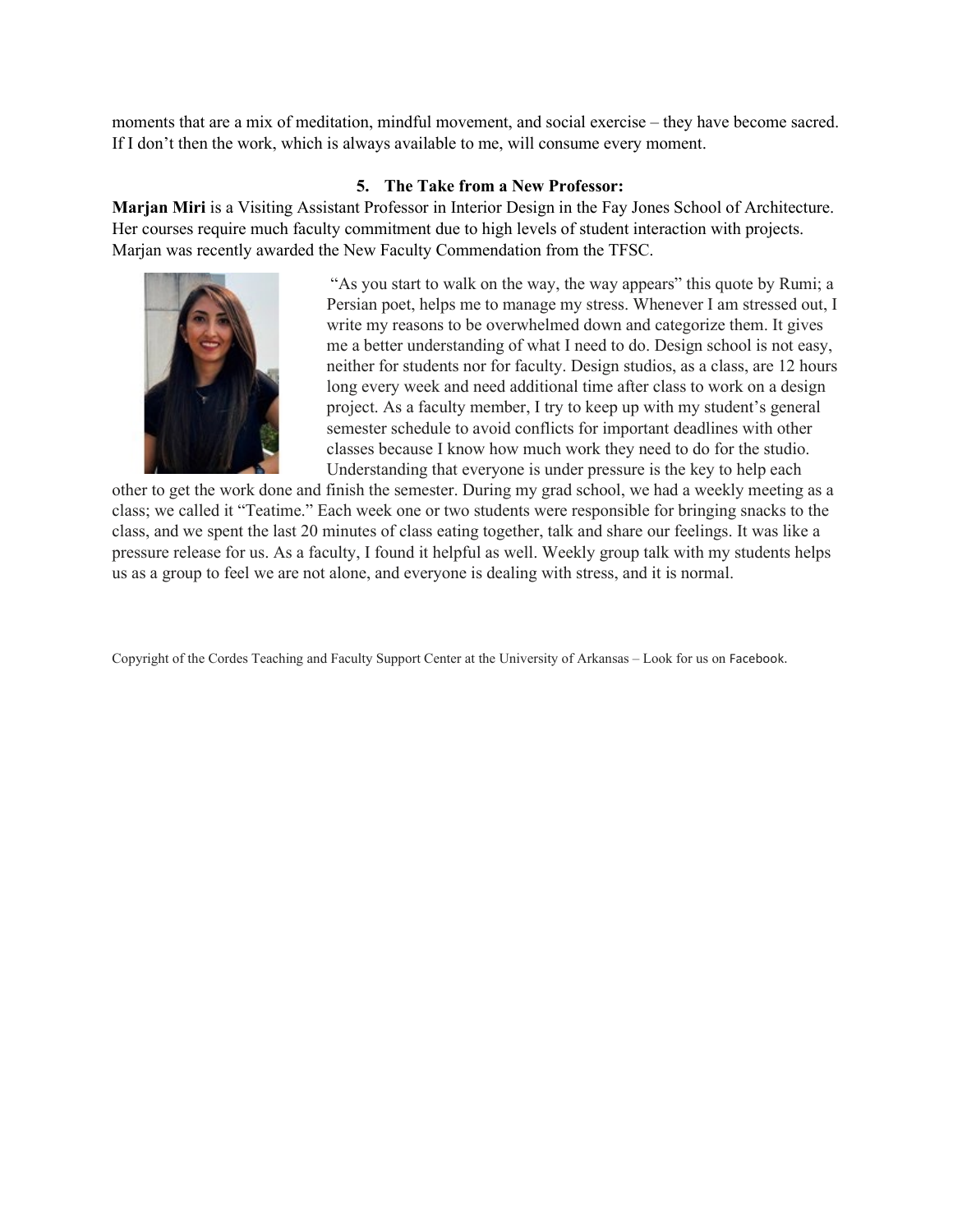moments that are a mix of meditation, mindful movement, and social exercise – they have become sacred. If I don't then the work, which is always available to me, will consume every moment.

### 5. The Take from a New Professor:

**Marjan Miri** is a Visiting Assistant Professor in Interior Design in the Fay Jones School of Architecture. Her courses require much faculty commitment due to high levels of student interaction with projects. Marjan was recently awarded the New Faculty Commendation from the TFSC.

"As you start to walk on the way, the way appears" this quote by Rumi; a Persian poet, helps me to manage my stress. Whenever I am stressed out, I write my reasons to be overwhelmed down and categorize them. It gives me a better understanding of what I need to do. Design school is not easy, neither for students nor for faculty. Design studios, as a class, are 12 hours long every week and need additional time after class to work on a design project. As a faculty member, I try to keep up with my student's general semester schedule to avoid conflicts for important deadlines with other classes because I know how much work they need to do for the studio. Understanding that everyone is under pressure is the key to help each other to get the work done and finish the semester. During my grad school, we had a weekly meeting as a class; we called it "Teatime." Each week one or two students were responsible for bringing snacks to the class, and we spent the last 20 minutes of class eating together, talk and share our feelings. It was like a pressure release for us. As a faculty, I found it helpful as well. Weekly group talk with my students helps us as a group to feel we are not alone, and everyone is dealing with stress, and it is normal.

Copyright of the Cordes Teaching and Faculty Support Center at the University of Arkansas – Look for us on Facebook.